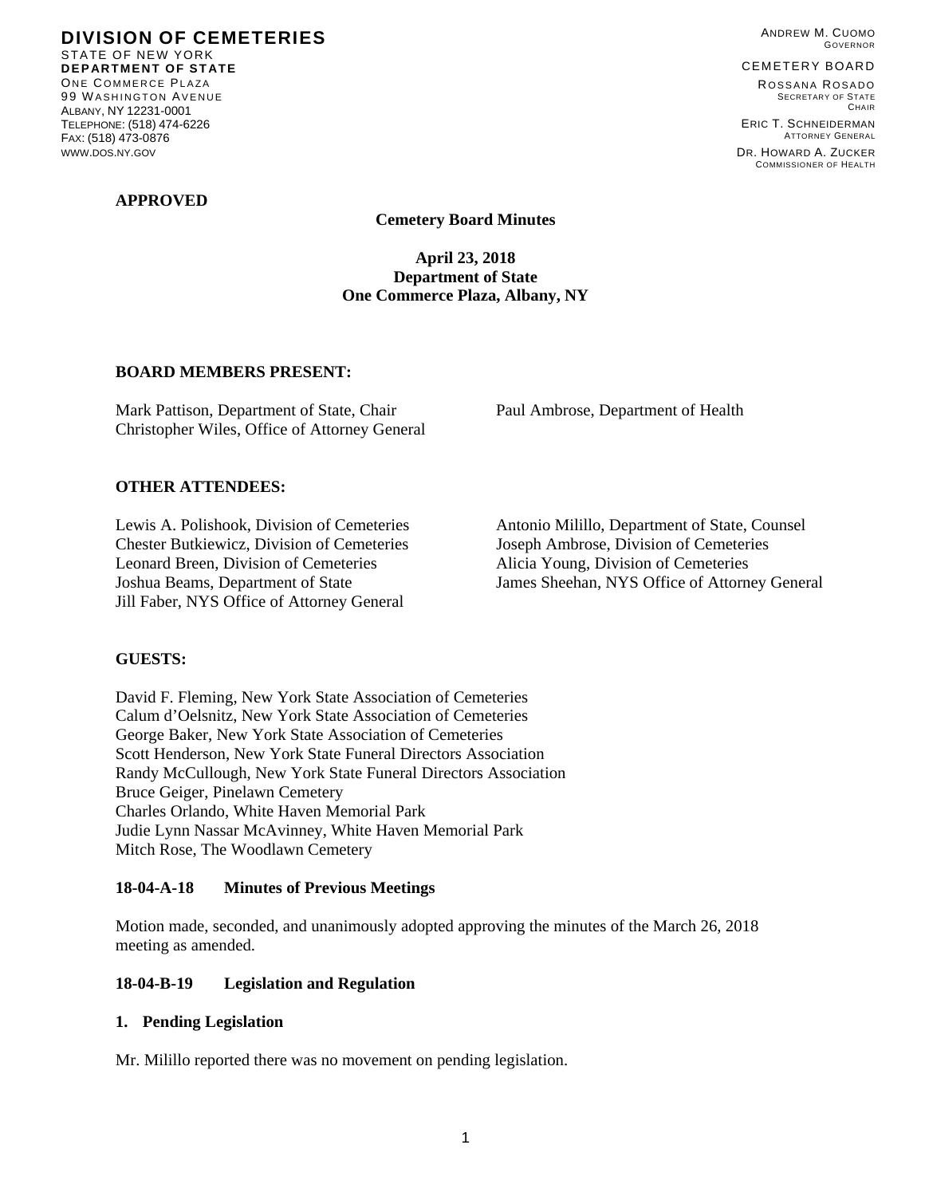**DIVISION OF CEMETERIES**
STATE OF NEW YORK
**DEPARTMENT OF STATE**
ONE COMMERCE PLAZA
99 WASHINGTON AVENUE
ALBANY, NY 12231-0001
TELEPHONE: (518) 474-6226
FAX: (518) 473-0876
WWW.DOS.NY.GOV

ANDREW M. CUOMO
GOVERNOR

CEMETERY BOARD

ROSSANA ROSADO
SECRETARY OF STATE
CHAIR

ERIC T. SCHNEIDERMAN
ATTORNEY GENERAL

DR. HOWARD A. ZUCKER
COMMISSIONER OF HEALTH

**APPROVED**

**Cemetery Board Minutes**

**April 23, 2018**
**Department of State**
**One Commerce Plaza, Albany, NY**

**BOARD MEMBERS PRESENT:**

Mark Pattison, Department of State, Chair
Christopher Wiles, Office of Attorney General
Paul Ambrose, Department of Health

**OTHER ATTENDEES:**

Lewis A. Polishook, Division of Cemeteries
Chester Butkiewicz, Division of Cemeteries
Leonard Breen, Division of Cemeteries
Joshua Beams, Department of State
Jill Faber, NYS Office of Attorney General
Antonio Milillo, Department of State, Counsel
Joseph Ambrose, Division of Cemeteries
Alicia Young, Division of Cemeteries
James Sheehan, NYS Office of Attorney General

**GUESTS:**

David F. Fleming, New York State Association of Cemeteries
Calum d'Oelsnitz, New York State Association of Cemeteries
George Baker, New York State Association of Cemeteries
Scott Henderson, New York State Funeral Directors Association
Randy McCullough, New York State Funeral Directors Association
Bruce Geiger, Pinelawn Cemetery
Charles Orlando, White Haven Memorial Park
Judie Lynn Nassar McAvinney, White Haven Memorial Park
Mitch Rose, The Woodlawn Cemetery

**18-04-A-18 Minutes of Previous Meetings**

Motion made, seconded, and unanimously adopted approving the minutes of the March 26, 2018 meeting as amended.

**18-04-B-19 Legislation and Regulation**

**1. Pending Legislation**

Mr. Milillo reported there was no movement on pending legislation.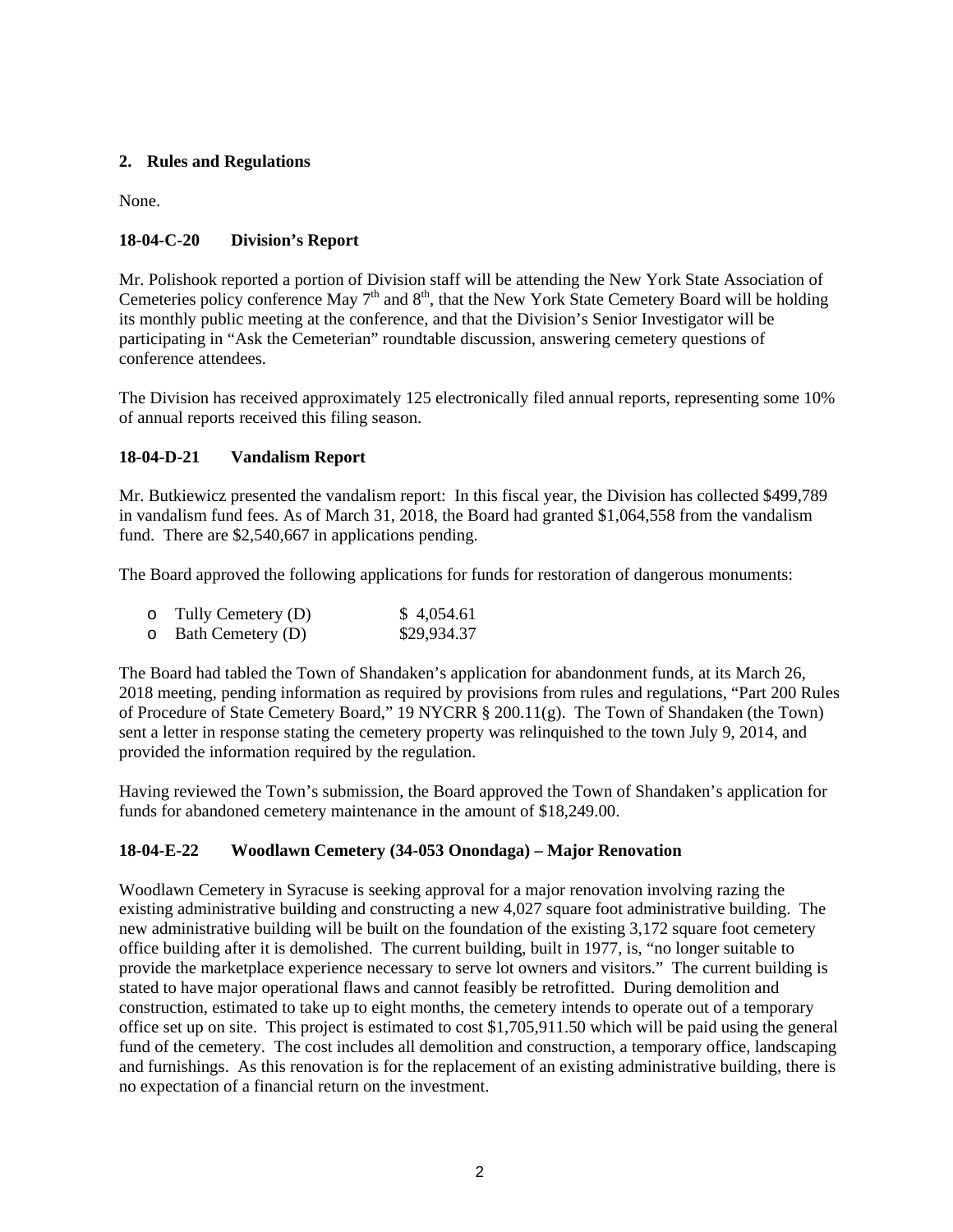**2. Rules and Regulations**

None.

**18-04-C-20 Division's Report**

Mr. Polishook reported a portion of Division staff will be attending the New York State Association of Cemeteries policy conference May 7th and 8th, that the New York State Cemetery Board will be holding its monthly public meeting at the conference, and that the Division's Senior Investigator will be participating in "Ask the Cemeterian" roundtable discussion, answering cemetery questions of conference attendees.

The Division has received approximately 125 electronically filed annual reports, representing some 10% of annual reports received this filing season.

**18-04-D-21 Vandalism Report**

Mr. Butkiewicz presented the vandalism report: In this fiscal year, the Division has collected $499,789 in vandalism fund fees. As of March 31, 2018, the Board had granted $1,064,558 from the vandalism fund. There are $2,540,667 in applications pending.

The Board approved the following applications for funds for restoration of dangerous monuments:

- Tully Cemetery (D) $ 4,054.61
- Bath Cemetery (D) $29,934.37

The Board had tabled the Town of Shandaken's application for abandonment funds, at its March 26, 2018 meeting, pending information as required by provisions from rules and regulations, "Part 200 Rules of Procedure of State Cemetery Board," 19 NYCRR § 200.11(g). The Town of Shandaken (the Town) sent a letter in response stating the cemetery property was relinquished to the town July 9, 2014, and provided the information required by the regulation.

Having reviewed the Town's submission, the Board approved the Town of Shandaken's application for funds for abandoned cemetery maintenance in the amount of $18,249.00.

**18-04-E-22 Woodlawn Cemetery (34-053 Onondaga) – Major Renovation**

Woodlawn Cemetery in Syracuse is seeking approval for a major renovation involving razing the existing administrative building and constructing a new 4,027 square foot administrative building. The new administrative building will be built on the foundation of the existing 3,172 square foot cemetery office building after it is demolished. The current building, built in 1977, is, "no longer suitable to provide the marketplace experience necessary to serve lot owners and visitors." The current building is stated to have major operational flaws and cannot feasibly be retrofitted. During demolition and construction, estimated to take up to eight months, the cemetery intends to operate out of a temporary office set up on site. This project is estimated to cost $1,705,911.50 which will be paid using the general fund of the cemetery. The cost includes all demolition and construction, a temporary office, landscaping and furnishings. As this renovation is for the replacement of an existing administrative building, there is no expectation of a financial return on the investment.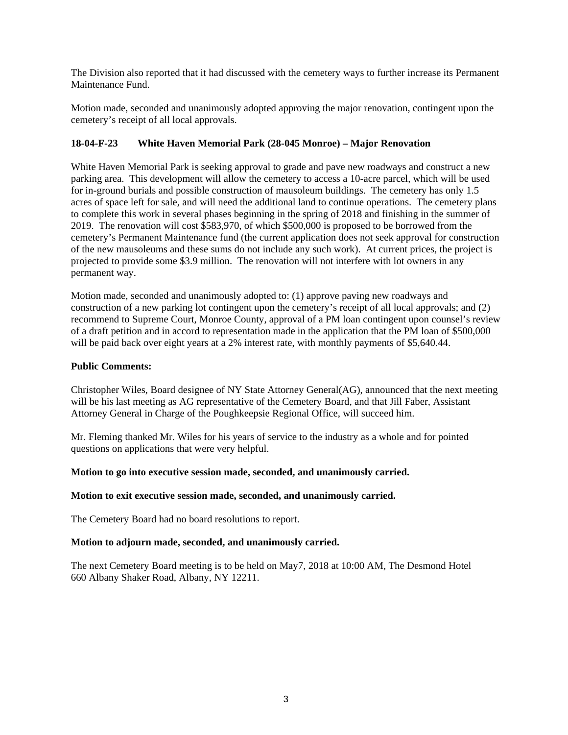The Division also reported that it had discussed with the cemetery ways to further increase its Permanent Maintenance Fund.

Motion made, seconded and unanimously adopted approving the major renovation, contingent upon the cemetery's receipt of all local approvals.

**18-04-F-23 White Haven Memorial Park (28-045 Monroe) – Major Renovation**

White Haven Memorial Park is seeking approval to grade and pave new roadways and construct a new parking area. This development will allow the cemetery to access a 10-acre parcel, which will be used for in-ground burials and possible construction of mausoleum buildings. The cemetery has only 1.5 acres of space left for sale, and will need the additional land to continue operations. The cemetery plans to complete this work in several phases beginning in the spring of 2018 and finishing in the summer of 2019. The renovation will cost $583,970, of which $500,000 is proposed to be borrowed from the cemetery's Permanent Maintenance fund (the current application does not seek approval for construction of the new mausoleums and these sums do not include any such work). At current prices, the project is projected to provide some $3.9 million. The renovation will not interfere with lot owners in any permanent way.

Motion made, seconded and unanimously adopted to: (1) approve paving new roadways and construction of a new parking lot contingent upon the cemetery's receipt of all local approvals; and (2) recommend to Supreme Court, Monroe County, approval of a PM loan contingent upon counsel's review of a draft petition and in accord to representation made in the application that the PM loan of $500,000 will be paid back over eight years at a 2% interest rate, with monthly payments of $5,640.44.

**Public Comments:**

Christopher Wiles, Board designee of NY State Attorney General(AG), announced that the next meeting will be his last meeting as AG representative of the Cemetery Board, and that Jill Faber, Assistant Attorney General in Charge of the Poughkeepsie Regional Office, will succeed him.

Mr. Fleming thanked Mr. Wiles for his years of service to the industry as a whole and for pointed questions on applications that were very helpful.

**Motion to go into executive session made, seconded, and unanimously carried.**

**Motion to exit executive session made, seconded, and unanimously carried.**

The Cemetery Board had no board resolutions to report.

**Motion to adjourn made, seconded, and unanimously carried.**

The next Cemetery Board meeting is to be held on May7, 2018 at 10:00 AM, The Desmond Hotel 660 Albany Shaker Road, Albany, NY 12211.